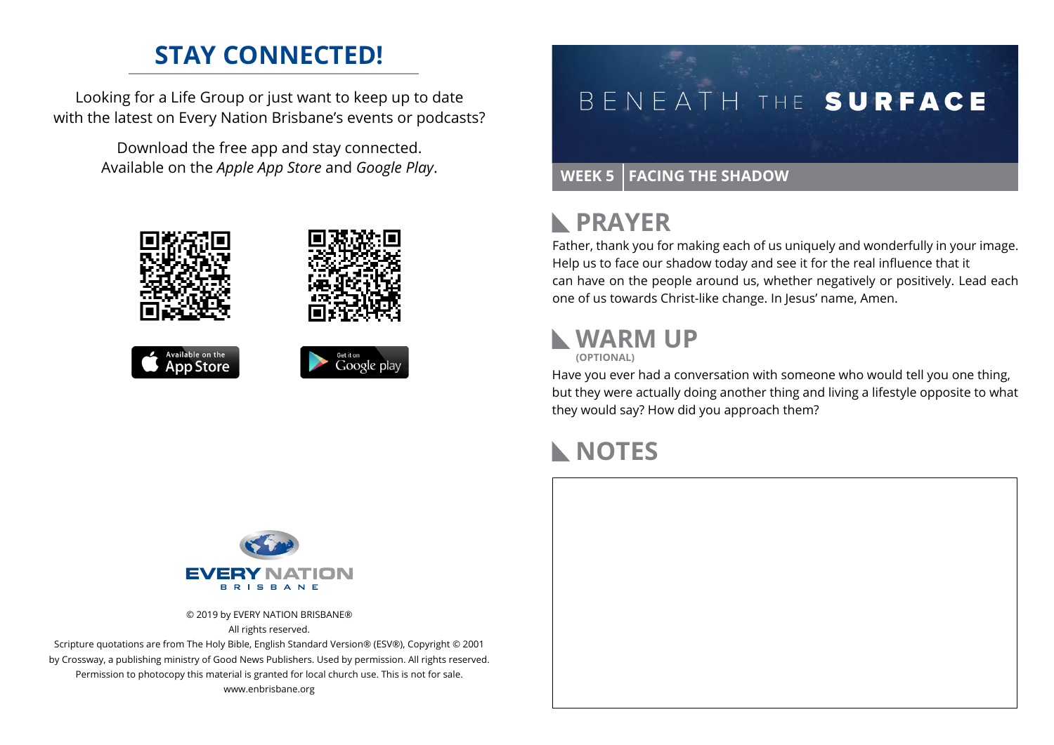## STAY CONNECTED!

Looking for a Life Group or just want to keep up to date with the latest on Every Nation Brisbane's events or podcasts?

Download the free app and stay connected. Available on the *Apple App Store* and *Google Play*.

Available on the App Store

Get it on Google play

EVERY NATION BRISBANE

© 2019 by EVERY NATION BRISBANE®
All rights reserved.
Scripture quotations are from The Holy Bible, English Standard Version® (ESV®), Copyright © 2001 by Crossway, a publishing ministry of Good News Publishers. Used by permission. All rights reserved.
Permission to photocopy this material is granted for local church use. This is not for sale.
www.enbrisbane.org

# BENEATH THE SURFACE

**WEEK 5 | FACING THE SHADOW**

## PRAYER

Father, thank you for making each of us uniquely and wonderfully in your image. Help us to face our shadow today and see it for the real influence that it can have on the people around us, whether negatively or positively. Lead each one of us towards Christ-like change. In Jesus' name, Amen.

## WARM UP

**(OPTIONAL)**

Have you ever had a conversation with someone who would tell you one thing, but they were actually doing another thing and living a lifestyle opposite to what they would say? How did you approach them?

## NOTES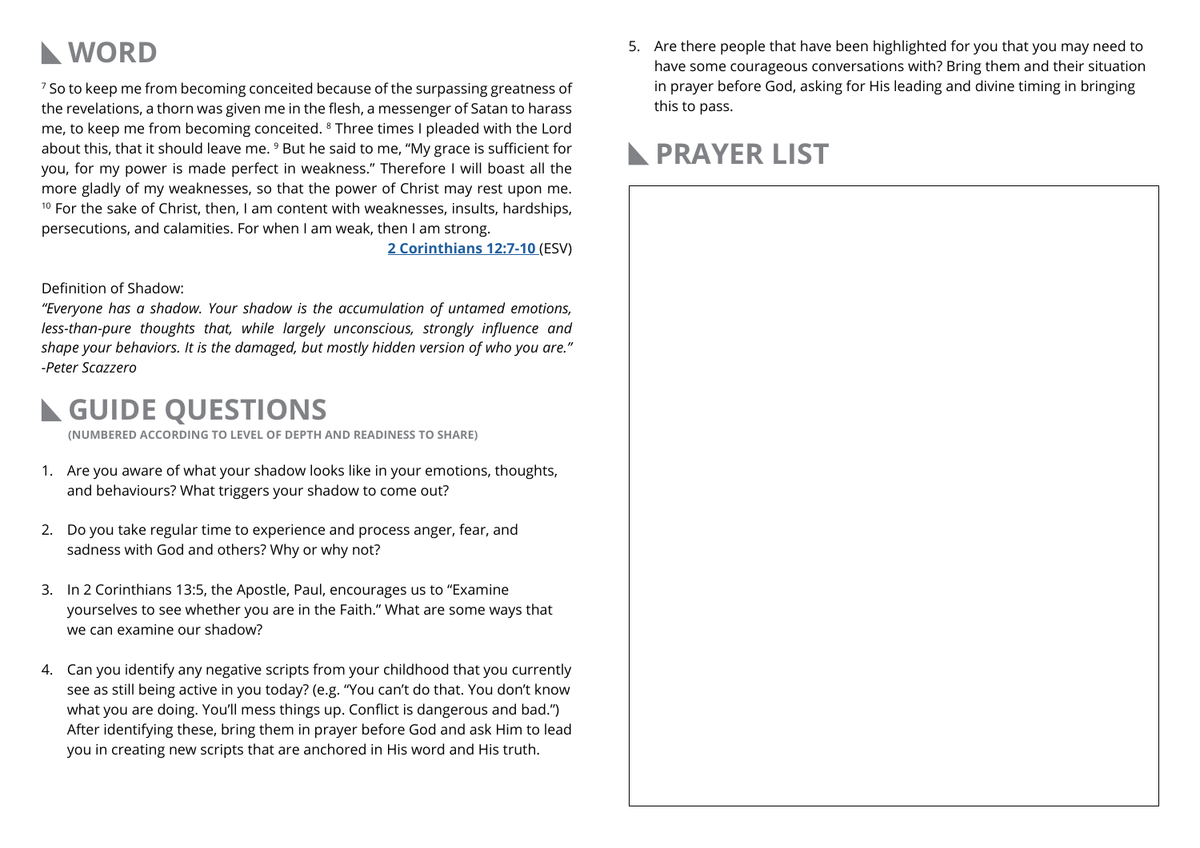## WORD

[7] So to keep me from becoming conceited because of the surpassing greatness of the revelations, a thorn was given me in the flesh, a messenger of Satan to harass me, to keep me from becoming conceited. [8] Three times I pleaded with the Lord about this, that it should leave me. [9] But he said to me, "My grace is sufficient for you, for my power is made perfect in weakness." Therefore I will boast all the more gladly of my weaknesses, so that the power of Christ may rest upon me. [10] For the sake of Christ, then, I am content with weaknesses, insults, hardships, persecutions, and calamities. For when I am weak, then I am strong.

**2 Corinthians 12:7-10** (ESV)

Definition of Shadow:

*"Everyone has a shadow. Your shadow is the accumulation of untamed emotions, less-than-pure thoughts that, while largely unconscious, strongly influence and shape your behaviors. It is the damaged, but mostly hidden version of who you are." -Peter Scazzero*

## GUIDE QUESTIONS

**(NUMBERED ACCORDING TO LEVEL OF DEPTH AND READINESS TO SHARE)**

1. Are you aware of what your shadow looks like in your emotions, thoughts, and behaviours? What triggers your shadow to come out?
2. Do you take regular time to experience and process anger, fear, and sadness with God and others? Why or why not?
3. In 2 Corinthians 13:5, the Apostle, Paul, encourages us to "Examine yourselves to see whether you are in the Faith." What are some ways that we can examine our shadow?
4. Can you identify any negative scripts from your childhood that you currently see as still being active in you today? (e.g. "You can't do that. You don't know what you are doing. You'll mess things up. Conflict is dangerous and bad.") After identifying these, bring them in prayer before God and ask Him to lead you in creating new scripts that are anchored in His word and His truth.
5. Are there people that have been highlighted for you that you may need to have some courageous conversations with? Bring them and their situation in prayer before God, asking for His leading and divine timing in bringing this to pass.

## PRAYER LIST